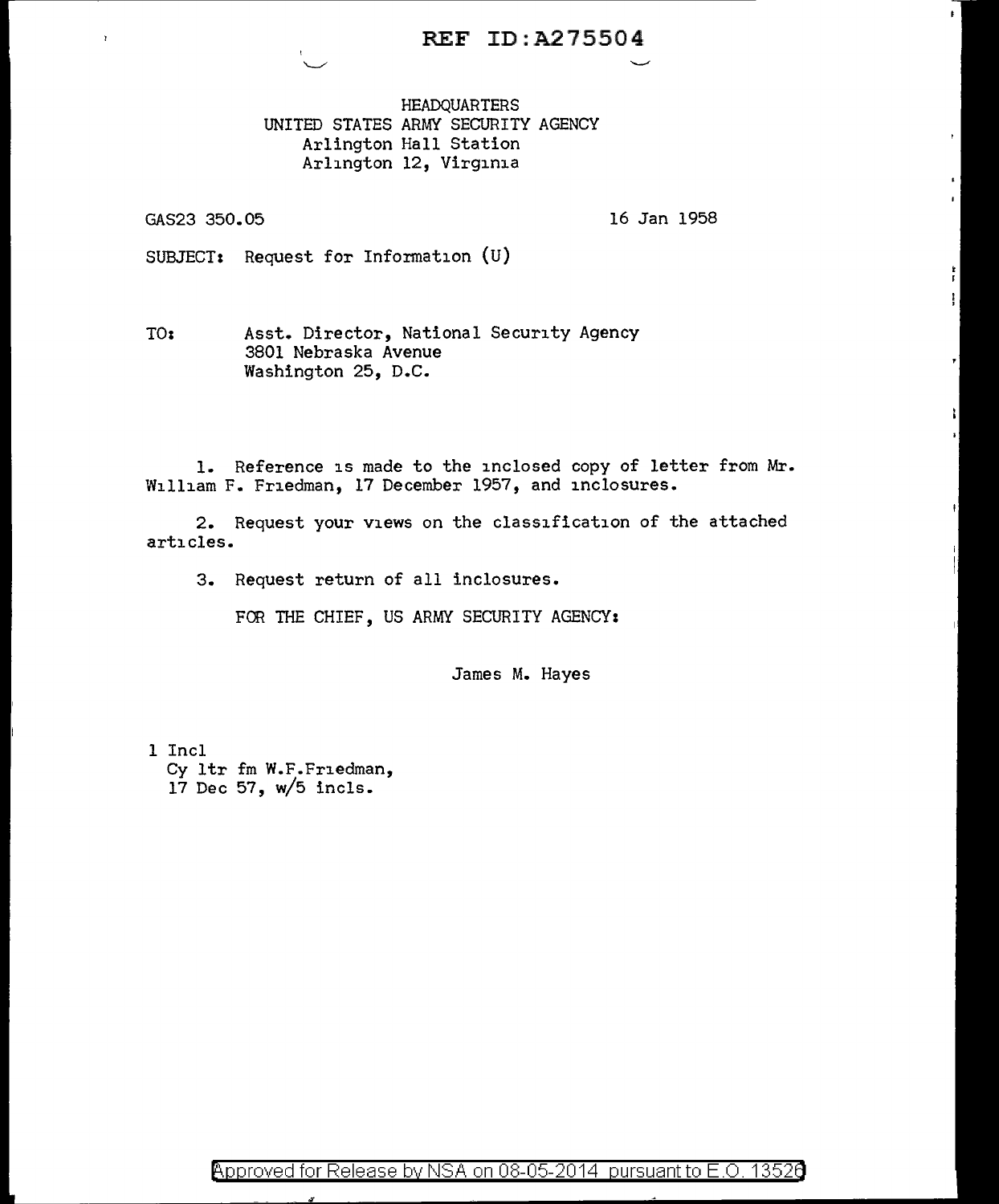REF ID:A275504

HEADQUARTERS
UNITED STATES ARMY SECURITY AGENCY
Arlington Hall Station
Arlington 12, Virginia

GAS23 350.05

16 Jan 1958

SUBJECT: Request for Information (U)

TO: Asst. Director, National Security Agency
3801 Nebraska Avenue
Washington 25, D.C.

1. Reference is made to the inclosed copy of letter from Mr. William F. Friedman, 17 December 1957, and inclosures.

2. Request your views on the classification of the attached articles.

3. Request return of all inclosures.

FOR THE CHIEF, US ARMY SECURITY AGENCY:

James M. Hayes

1 Incl
Cy ltr fm W.F.Friedman,
17 Dec 57, w/5 incls.

Approved for Release by NSA on 08-05-2014 pursuant to E.O. 13526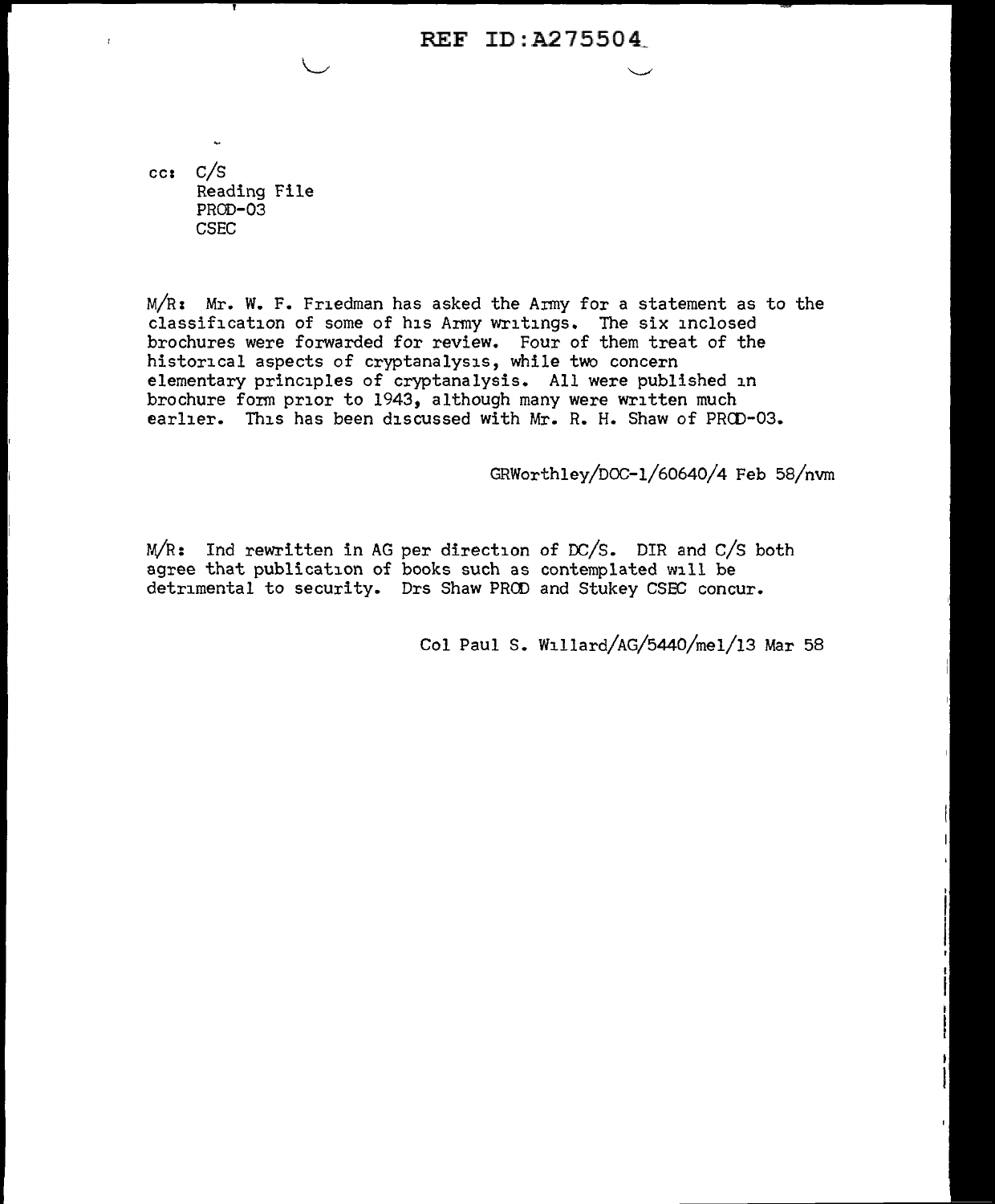REF ID:A275504

cc: C/S
Reading File
PROD-03
CSEC

M/R: Mr. W. F. Friedman has asked the Army for a statement as to the classification of some of his Army writings. The six inclosed brochures were forwarded for review. Four of them treat of the historical aspects of cryptanalysis, while two concern elementary principles of cryptanalysis. All were published in brochure form prior to 1943, although many were written much earlier. This has been discussed with Mr. R. H. Shaw of PROD-03.

GRWorthley/DOC-1/60640/4 Feb 58/nvm

M/R: Ind rewritten in AG per direction of DC/S. DIR and C/S both agree that publication of books such as contemplated will be detrimental to security. Drs Shaw PROD and Stukey CSEC concur.

Col Paul S. Willard/AG/5440/mel/13 Mar 58